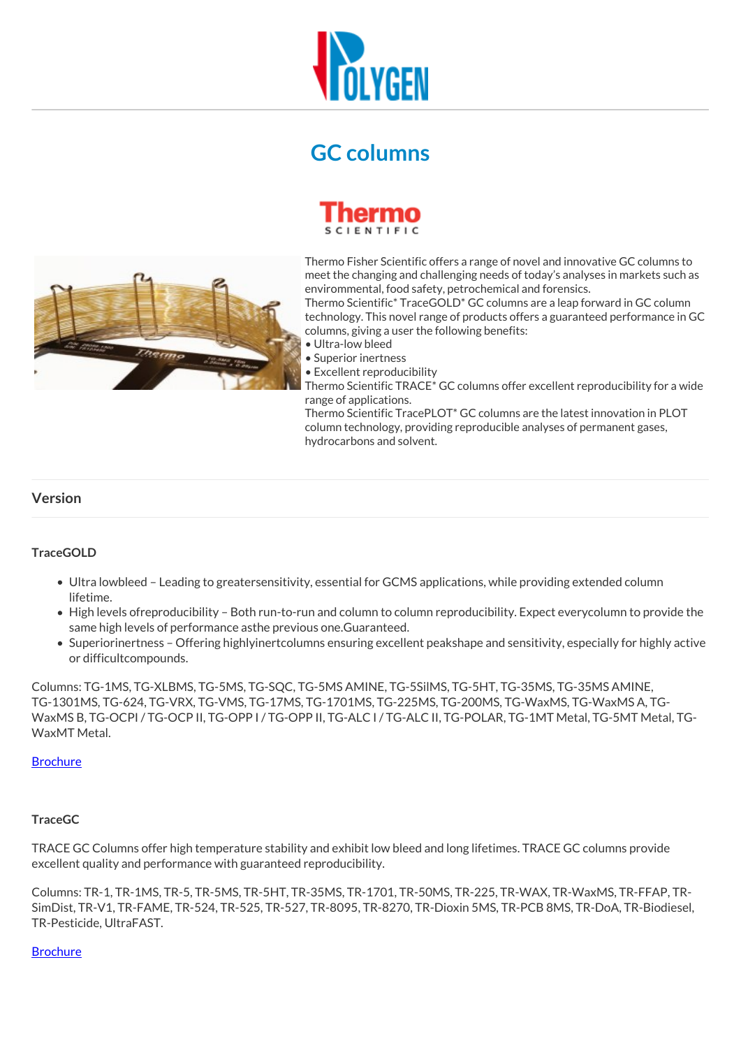# GC columns

Thermo Fisher Scientific offers a range of novel and innovative GC columns to meet the changing and challenging needs of today's analyses in markets such as environmental, food safety, petrochemical and forensics.
Thermo Scientific* TraceGOLD* GC columns are a leap forward in GC column technology. This novel range of products offers a guaranteed performance in GC columns, giving a user the following benefits:
• Ultra-low bleed
• Superior inertness
• Excellent reproducibility
Thermo Scientific TRACE* GC columns offer excellent reproducibility for a wide range of applications.
Thermo Scientific TracePLOT* GC columns are the latest innovation in PLOT column technology, providing reproducible analyses of permanent gases, hydrocarbons and solvent.

## Version

### TraceGOLD

- Ultra lowbleed – Leading to greatersensitivity, essential for GCMS applications, while providing extended column lifetime.
- High levels ofreproducibility – Both run-to-run and column to column reproducibility. Expect everycolumn to provide the same high levels of performance asthe previous one.Guaranteed.
- Superiorinertness – Offering highlyinertcolumns ensuring excellent peakshape and sensitivity, especially for highly active or difficultcompounds.

Columns: TG-1MS, TG-XLBMS, TG-5MS, TG-SQC, TG-5MS AMINE, TG-5SilMS, TG-5HT, TG-35MS, TG-35MS AMINE, TG-1301MS, TG-624, TG-VRX, TG-VMS, TG-17MS, TG-1701MS, TG-225MS, TG-200MS, TG-WaxMS, TG-WaxMS A, TG-WaxMS B, TG-OCPI / TG-OCP II, TG-OPP I / TG-OPP II, TG-ALC I / TG-ALC II, TG-POLAR, TG-1MT Metal, TG-5MT Metal, TG-WaxMT Metal.

Brochure

### TraceGC

TRACE GC Columns offer high temperature stability and exhibit low bleed and long lifetimes. TRACE GC columns provide excellent quality and performance with guaranteed reproducibility.

Columns: TR-1, TR-1MS, TR-5, TR-5MS, TR-5HT, TR-35MS, TR-1701, TR-50MS, TR-225, TR-WAX, TR-WaxMS, TR-FFAP, TR-SimDist, TR-V1, TR-FAME, TR-524, TR-525, TR-527, TR-8095, TR-8270, TR-Dioxin 5MS, TR-PCB 8MS, TR-DoA, TR-Biodiesel, TR-Pesticide, UltraFAST.

Brochure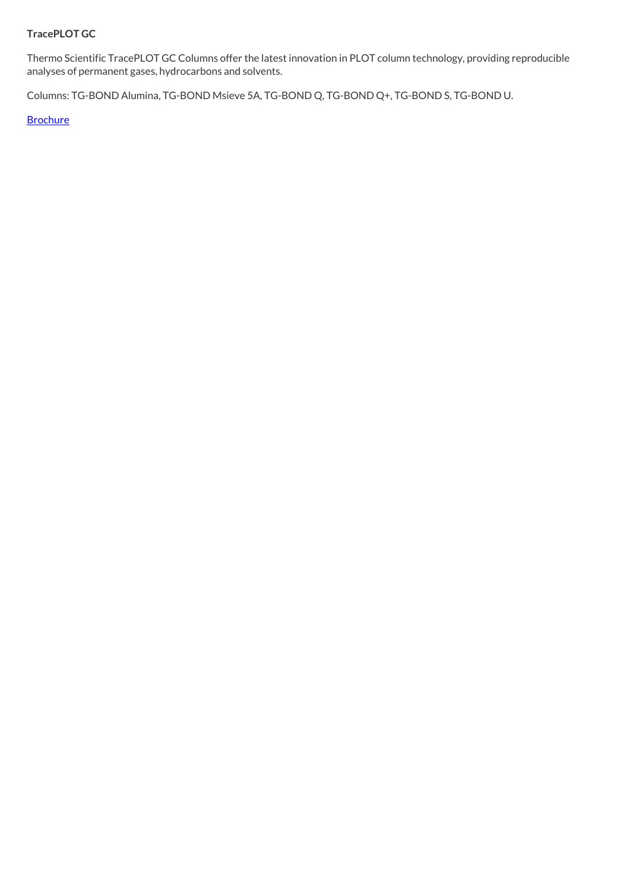**TracePLOT GC**

Thermo Scientific TracePLOT GC Columns offer the latest innovation in PLOT column technology, providing reproducible analyses of permanent gases, hydrocarbons and solvents.

Columns: TG-BOND Alumina, TG-BOND Msieve 5A, TG-BOND Q, TG-BOND Q+, TG-BOND S, TG-BOND U.

Brochure